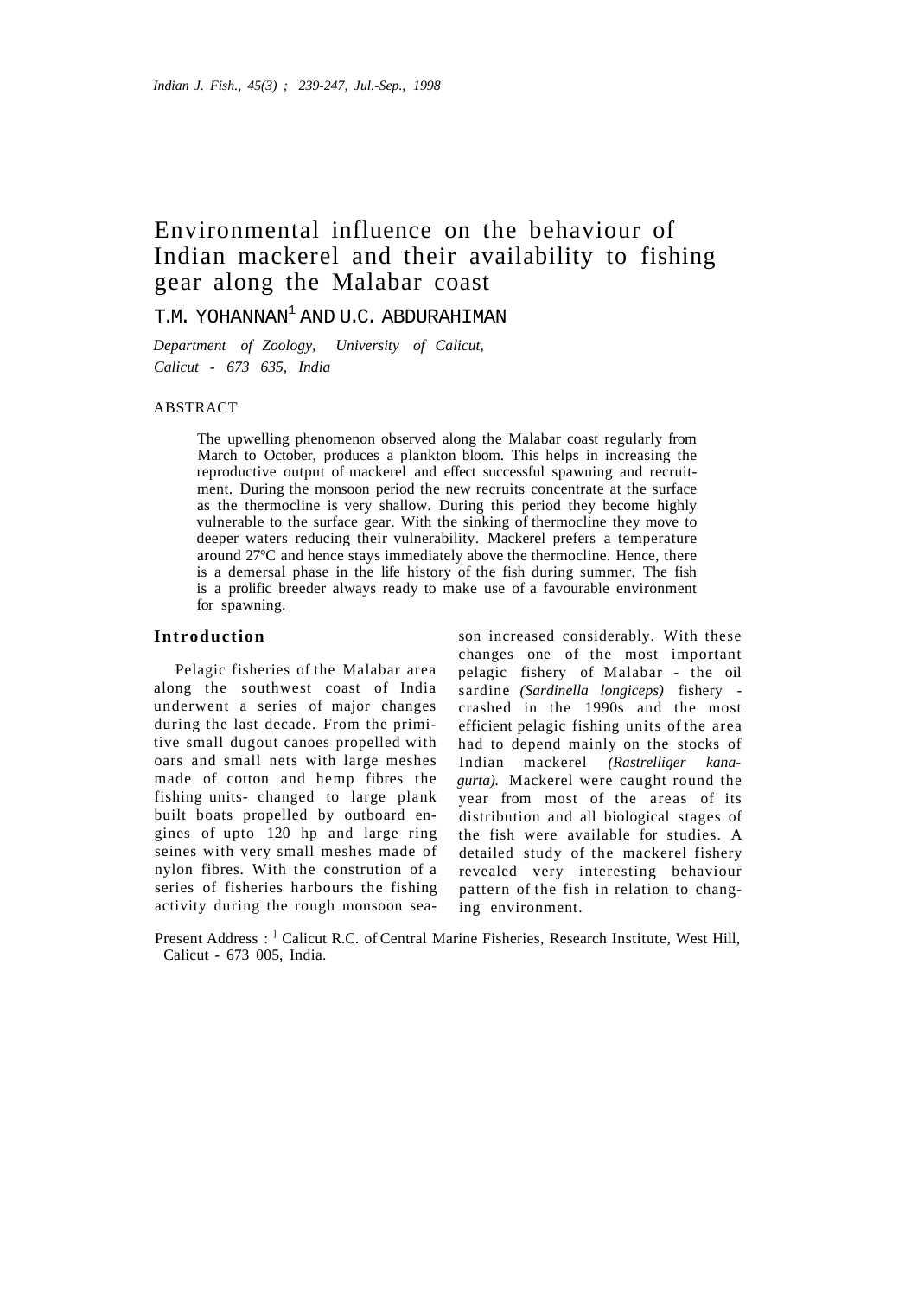# Environmental influence on the behaviour of Indian mackerel and their availability to fishing gear along the Malabar coast

T.M. YOHANNAN[1] AND U.C. ABDURAHIMAN

*Department of Zoology, University of Calicut, Calicut - 673 635, India*

## ABSTRACT

The upwelling phenomenon observed along the Malabar coast regularly from March to October, produces a plankton bloom. This helps in increasing the reproductive output of mackerel and effect successful spawning and recruitment. During the monsoon period the new recruits concentrate at the surface as the thermocline is very shallow. During this period they become highly vulnerable to the surface gear. With the sinking of thermocline they move to deeper waters reducing their vulnerability. Mackerel prefers a temperature around 27°C and hence stays immediately above the thermocline. Hence, there is a demersal phase in the life history of the fish during summer. The fish is a prolific breeder always ready to make use of a favourable environment for spawning.

## Introduction

Pelagic fisheries of the Malabar area along the southwest coast of India underwent a series of major changes during the last decade. From the primitive small dugout canoes propelled with oars and small nets with large meshes made of cotton and hemp fibres the fishing units- changed to large plank built boats propelled by outboard engines of upto 120 hp and large ring seines with very small meshes made of nylon fibres. With the constrution of a series of fisheries harbours the fishing activity during the rough monsoon season increased considerably. With these changes one of the most important pelagic fishery of Malabar - the oil sardine *(Sardinella longiceps)* fishery - crashed in the 1990s and the most efficient pelagic fishing units of the area had to depend mainly on the stocks of Indian mackerel *(Rastrelliger kanagurta).* Mackerel were caught round the year from most of the areas of its distribution and all biological stages of the fish were available for studies. A detailed study of the mackerel fishery revealed very interesting behaviour pattern of the fish in relation to changing environment.

Present Address : [1] Calicut R.C. of Central Marine Fisheries, Research Institute, West Hill, Calicut - 673 005, India.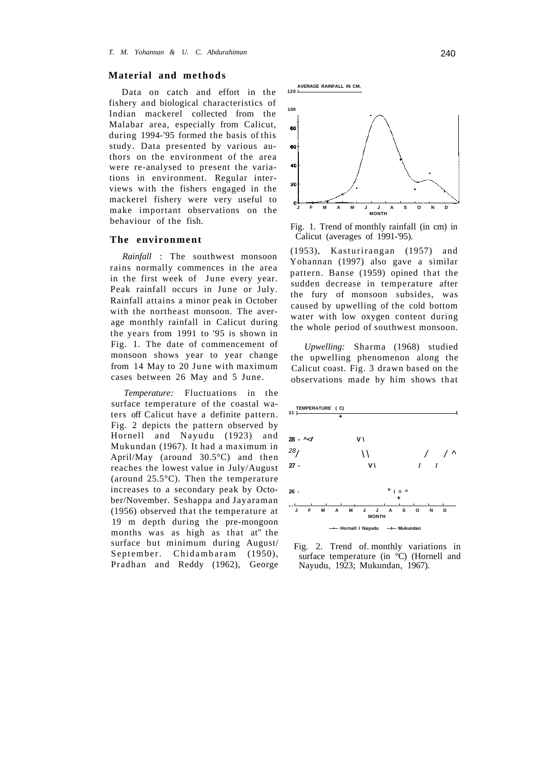## Material and methods

Data on catch and effort in the fishery and biological characteristics of Indian mackerel collected from the Malabar area, especially from Calicut, during 1994-'95 formed the basis of this study. Data presented by various authors on the environment of the area were re-analysed to present the variations in environment. Regular interviews with the fishers engaged in the mackerel fishery were very useful to make important observations on the behaviour of the fish.

## The environment

*Rainfall* : The southwest monsoon rains normally commences in the area in the first week of June every year. Peak rainfall occurs in June or July. Rainfall attains a minor peak in October with the northeast monsoon. The average monthly rainfall in Calicut during the years from 1991 to '95 is shown in Fig. 1. The date of commencement of monsoon shows year to year change from 14 May to 20 June with maximum cases between 26 May and 5 June.

*Temperature:* Fluctuations in the surface temperature of the coastal waters off Calicut have a definite pattern. Fig. 2 depicts the pattern observed by Hornell and Nayudu (1923) and Mukundan (1967). It had a maximum in April/May (around 30.5°C) and then reaches the lowest value in July/August (around 25.5°C). Then the temperature increases to a secondary peak by October/November. Seshappa and Jayaraman (1956) observed that the temperature at 19 m depth during the pre-mongoon months was as high as that at" the surface but minimum during August/ September. Chidambaram (1950), Pradhan and Reddy (1962), George (1953), Kasturirangan (1957) and Yohannan (1997) also gave a similar pattern. Banse (1959) opined that the sudden decrease in temperature after the fury of monsoon subsides, was caused by upwelling of the cold bottom water with low oxygen content during the whole period of southwest monsoon.

*Upwelling:* Sharma (1968) studied the upwelling phenomenon along the Calicut coast. Fig. 3 drawn based on the observations made by him shows that

Fig. 1. Trend of monthly rainfall (in cm) in Calicut (averages of 1991-'95).

Fig. 2. Trend of. monthly variations in surface temperature (in °C) (Hornell and Nayudu, 1923; Mukundan, 1967).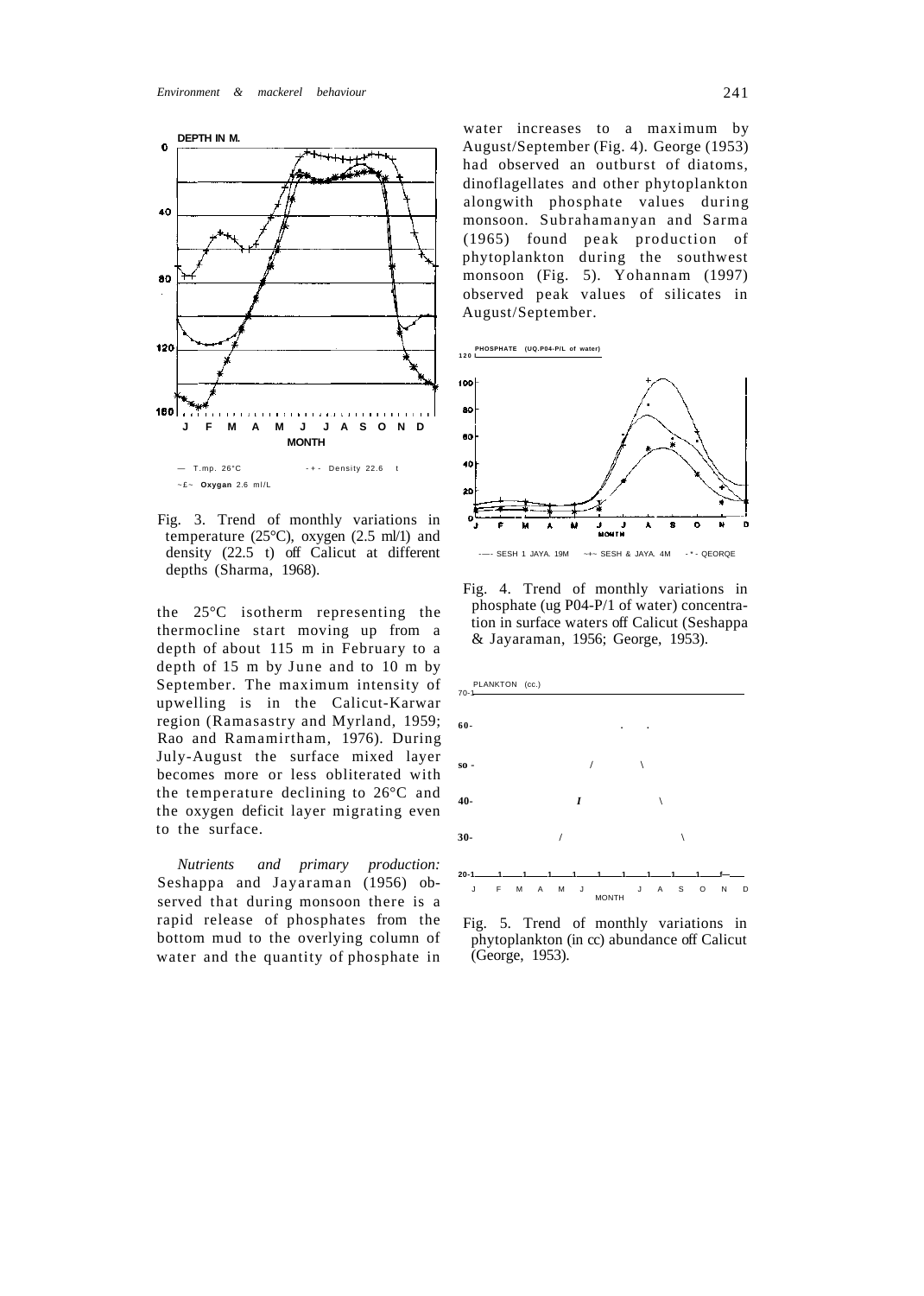Fig. 3. Trend of monthly variations in temperature (25°C), oxygen (2.5 ml/1) and density (22.5 t) off Calicut at different depths (Sharma, 1968).

the 25°C isotherm representing the thermocline start moving up from a depth of about 115 m in February to a depth of 15 m by June and to 10 m by September. The maximum intensity of upwelling is in the Calicut-Karwar region (Ramasastry and Myrland, 1959; Rao and Ramamirtham, 1976). During July-August the surface mixed layer becomes more or less obliterated with the temperature declining to 26°C and the oxygen deficit layer migrating even to the surface.

*Nutrients and primary production:* Seshappa and Jayaraman (1956) observed that during monsoon there is a rapid release of phosphates from the bottom mud to the overlying column of water and the quantity of phosphate in water increases to a maximum by August/September (Fig. 4). George (1953) had observed an outburst of diatoms, dinoflagellates and other phytoplankton alongwith phosphate values during monsoon. Subrahamanyan and Sarma (1965) found peak production of phytoplankton during the southwest monsoon (Fig. 5). Yohannam (1997) observed peak values of silicates in August/September.

Fig. 4. Trend of monthly variations in phosphate (ug P04-P/1 of water) concentration in surface waters off Calicut (Seshappa & Jayaraman, 1956; George, 1953).

Fig. 5. Trend of monthly variations in phytoplankton (in cc) abundance off Calicut (George, 1953).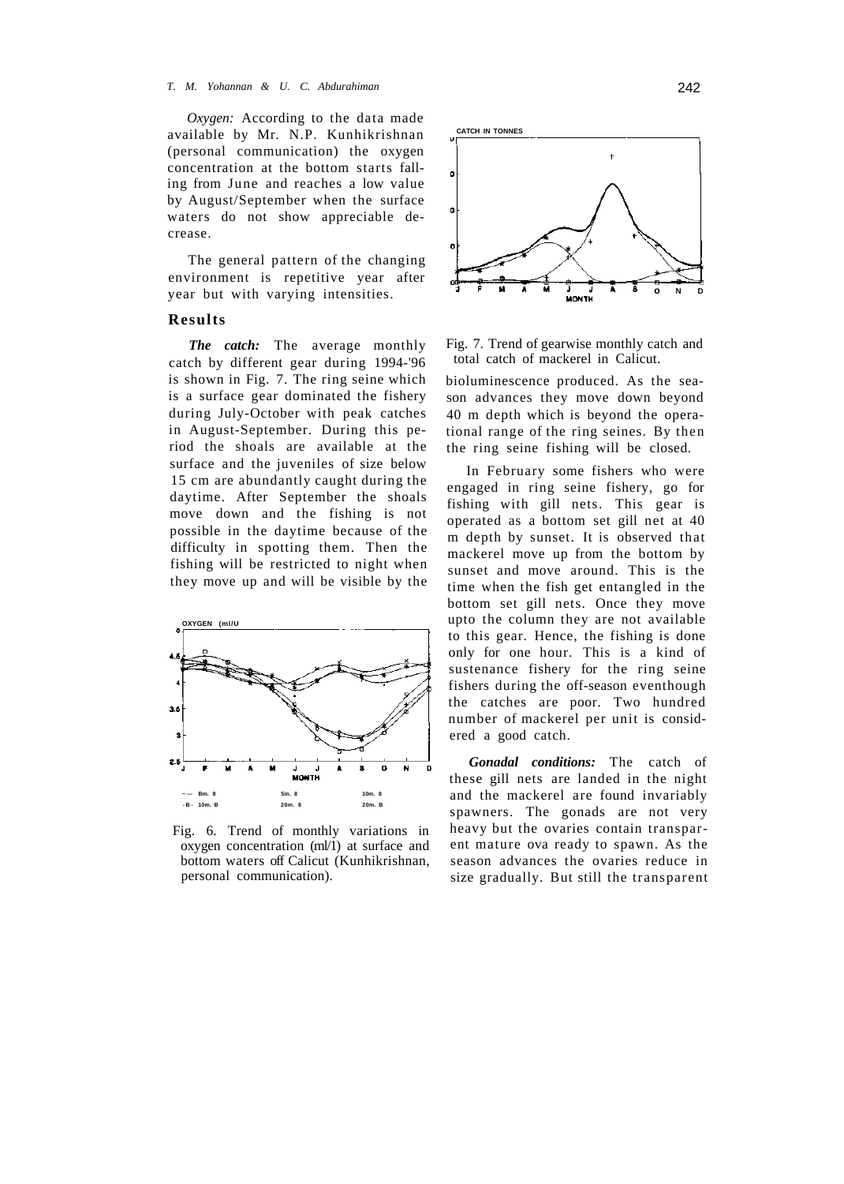*Oxygen:* According to the data made available by Mr. N.P. Kunhikrishnan (personal communication) the oxygen concentration at the bottom starts falling from June and reaches a low value by August/September when the surface waters do not show appreciable decrease.

The general pattern of the changing environment is repetitive year after year but with varying intensities.

## Results

***The catch:*** The average monthly catch by different gear during 1994-'96 is shown in Fig. 7. The ring seine which is a surface gear dominated the fishery during July-October with peak catches in August-September. During this period the shoals are available at the surface and the juveniles of size below 15 cm are abundantly caught during the daytime. After September the shoals move down and the fishing is not possible in the daytime because of the difficulty in spotting them. Then the fishing will be restricted to night when they move up and will be visible by the bioluminescence produced. As the season advances they move down beyond 40 m depth which is beyond the operational range of the ring seines. By then the ring seine fishing will be closed.

Fig. 6. Trend of monthly variations in oxygen concentration (ml/1) at surface and bottom waters off Calicut (Kunhikrishnan, personal communication).

Fig. 7. Trend of gearwise monthly catch and total catch of mackerel in Calicut.

In February some fishers who were engaged in ring seine fishery, go for fishing with gill nets. This gear is operated as a bottom set gill net at 40 m depth by sunset. It is observed that mackerel move up from the bottom by sunset and move around. This is the time when the fish get entangled in the bottom set gill nets. Once they move upto the column they are not available to this gear. Hence, the fishing is done only for one hour. This is a kind of sustenance fishery for the ring seine fishers during the off-season eventhough the catches are poor. Two hundred number of mackerel per unit is considered a good catch.

***Gonadal conditions:*** The catch of these gill nets are landed in the night and the mackerel are found invariably spawners. The gonads are not very heavy but the ovaries contain transparent mature ova ready to spawn. As the season advances the ovaries reduce in size gradually. But still the transparent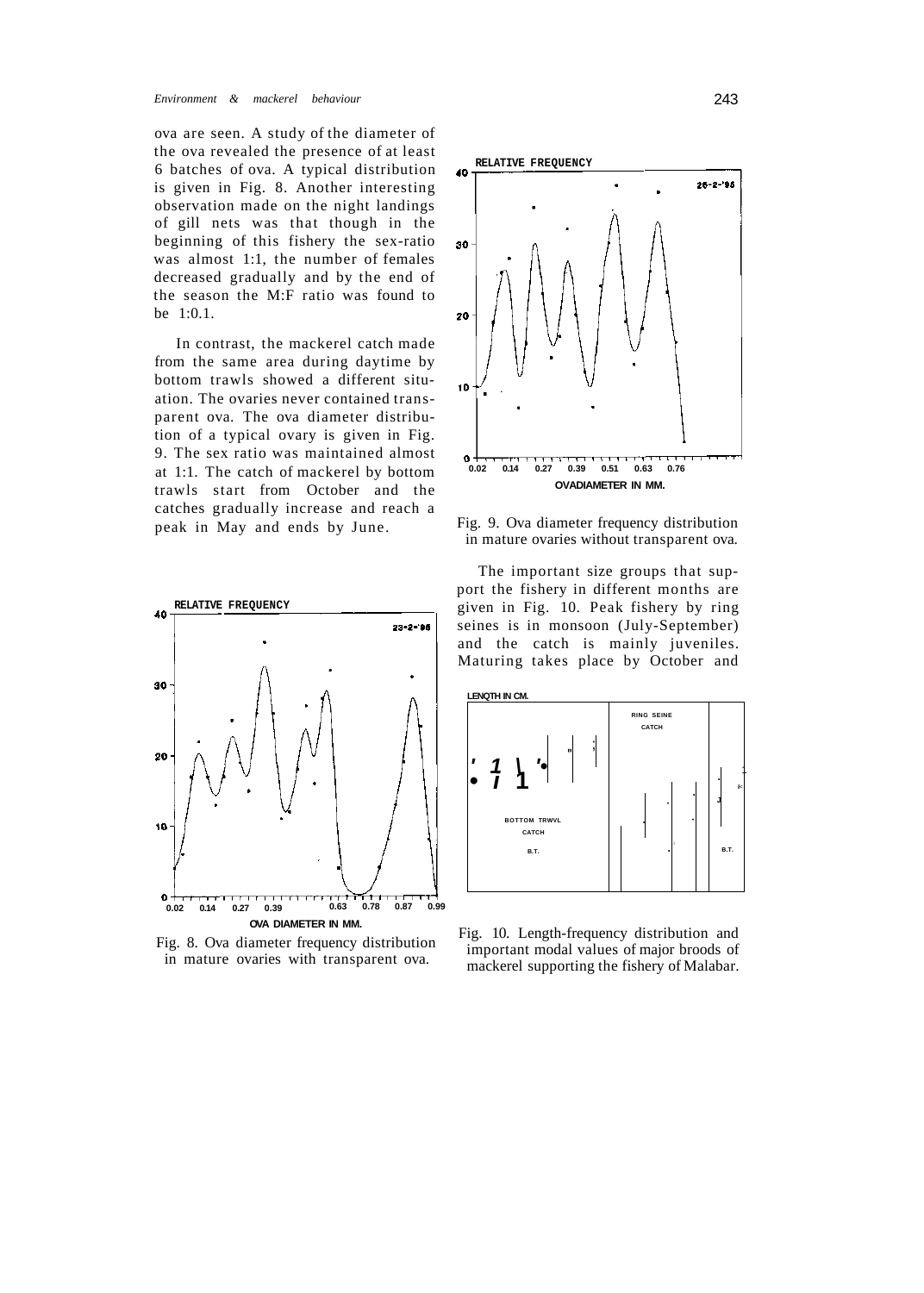ova are seen. A study of the diameter of the ova revealed the presence of at least 6 batches of ova. A typical distribution is given in Fig. 8. Another interesting observation made on the night landings of gill nets was that though in the beginning of this fishery the sex-ratio was almost 1:1, the number of females decreased gradually and by the end of the season the M:F ratio was found to be 1:0.1.

In contrast, the mackerel catch made from the same area during daytime by bottom trawls showed a different situation. The ovaries never contained transparent ova. The ova diameter distribution of a typical ovary is given in Fig. 9. The sex ratio was maintained almost at 1:1. The catch of mackerel by bottom trawls start from October and the catches gradually increase and reach a peak in May and ends by June.

Fig. 8. Ova diameter frequency distribution in mature ovaries with transparent ova.

Fig. 9. Ova diameter frequency distribution in mature ovaries without transparent ova.

The important size groups that support the fishery in different months are given in Fig. 10. Peak fishery by ring seines is in monsoon (July-September) and the catch is mainly juveniles. Maturing takes place by October and

Fig. 10. Length-frequency distribution and important modal values of major broods of mackerel supporting the fishery of Malabar.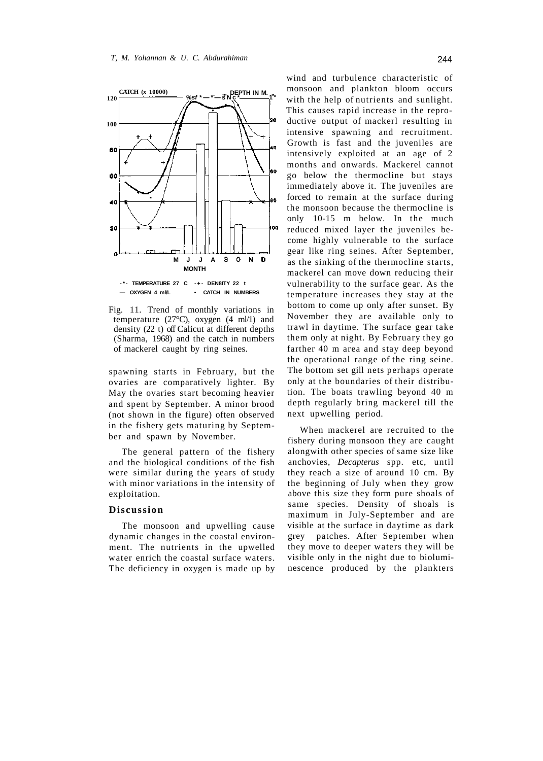Fig. 11. Trend of monthly variations in temperature (27°C), oxygen (4 ml/1) and density (22 t) off Calicut at different depths (Sharma, 1968) and the catch in numbers of mackerel caught by ring seines.

spawning starts in February, but the ovaries are comparatively lighter. By May the ovaries start becoming heavier and spent by September. A minor brood (not shown in the figure) often observed in the fishery gets maturing by September and spawn by November.

The general pattern of the fishery and the biological conditions of the fish were similar during the years of study with minor variations in the intensity of exploitation.

## Discussion

The monsoon and upwelling cause dynamic changes in the coastal environment. The nutrients in the upwelled water enrich the coastal surface waters. The deficiency in oxygen is made up by wind and turbulence characteristic of monsoon and plankton bloom occurs with the help of nutrients and sunlight. This causes rapid increase in the reproductive output of mackerl resulting in intensive spawning and recruitment. Growth is fast and the juveniles are intensively exploited at an age of 2 months and onwards. Mackerel cannot go below the thermocline but stays immediately above it. The juveniles are forced to remain at the surface during the monsoon because the thermocline is only 10-15 m below. In the much reduced mixed layer the juveniles become highly vulnerable to the surface gear like ring seines. After September, as the sinking of the thermocline starts, mackerel can move down reducing their vulnerability to the surface gear. As the temperature increases they stay at the bottom to come up only after sunset. By November they are available only to trawl in daytime. The surface gear take them only at night. By February they go farther 40 m area and stay deep beyond the operational range of the ring seine. The bottom set gill nets perhaps operate only at the boundaries of their distribution. The boats trawling beyond 40 m depth regularly bring mackerel till the next upwelling period.

When mackerel are recruited to the fishery during monsoon they are caught alongwith other species of same size like anchovies, *Decapterus* spp. etc, until they reach a size of around 10 cm. By the beginning of July when they grow above this size they form pure shoals of same species. Density of shoals is maximum in July-September and are visible at the surface in daytime as dark grey patches. After September when they move to deeper waters they will be visible only in the night due to bioluminescence produced by the plankters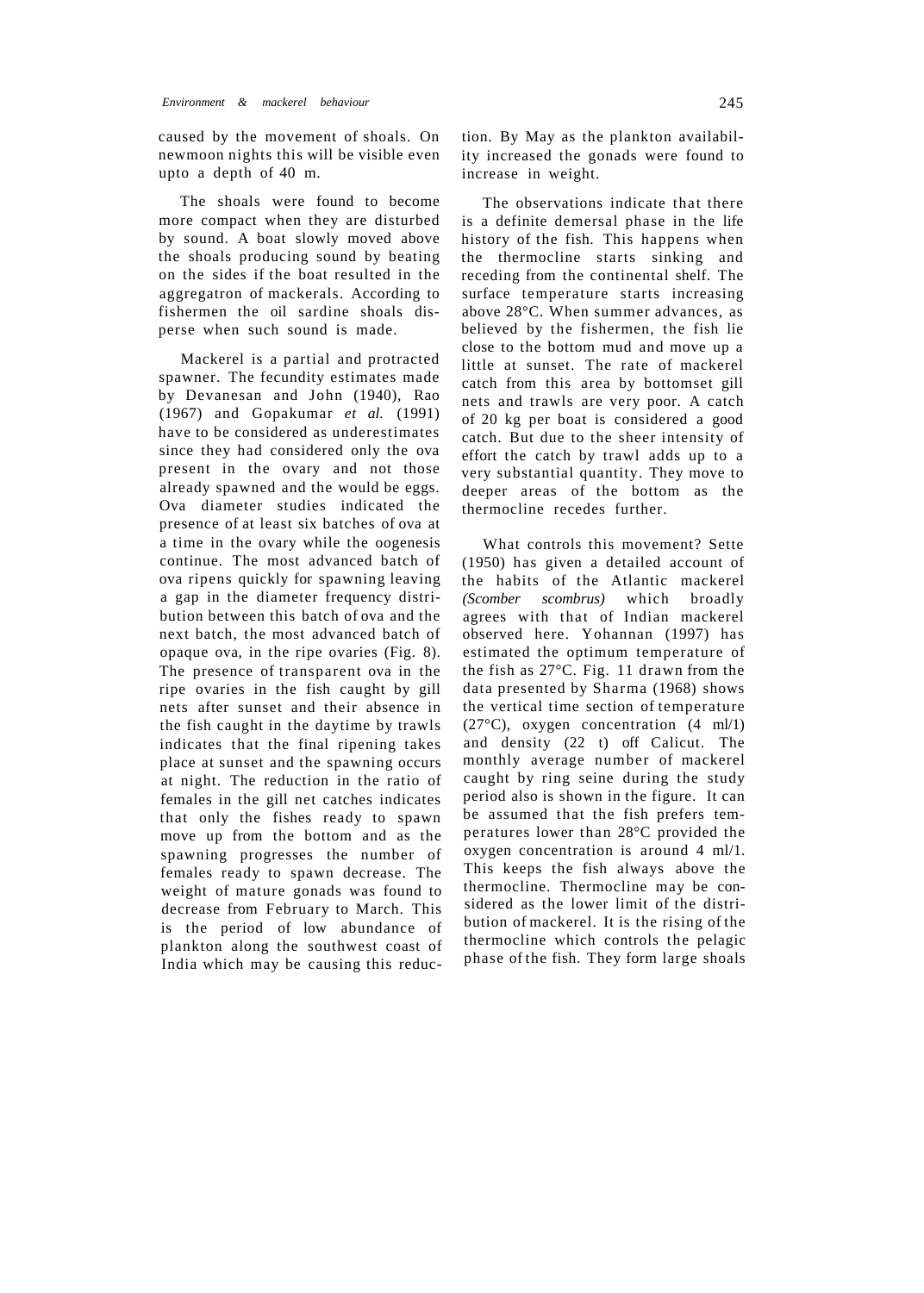caused by the movement of shoals. On newmoon nights this will be visible even upto a depth of 40 m.

The shoals were found to become more compact when they are disturbed by sound. A boat slowly moved above the shoals producing sound by beating on the sides if the boat resulted in the aggregatron of mackerals. According to fishermen the oil sardine shoals disperse when such sound is made.

Mackerel is a partial and protracted spawner. The fecundity estimates made by Devanesan and John (1940), Rao (1967) and Gopakumar *et al.* (1991) have to be considered as underestimates since they had considered only the ova present in the ovary and not those already spawned and the would be eggs. Ova diameter studies indicated the presence of at least six batches of ova at a time in the ovary while the oogenesis continue. The most advanced batch of ova ripens quickly for spawning leaving a gap in the diameter frequency distribution between this batch of ova and the next batch, the most advanced batch of opaque ova, in the ripe ovaries (Fig. 8). The presence of transparent ova in the ripe ovaries in the fish caught by gill nets after sunset and their absence in the fish caught in the daytime by trawls indicates that the final ripening takes place at sunset and the spawning occurs at night. The reduction in the ratio of females in the gill net catches indicates that only the fishes ready to spawn move up from the bottom and as the spawning progresses the number of females ready to spawn decrease. The weight of mature gonads was found to decrease from February to March. This is the period of low abundance of plankton along the southwest coast of India which may be causing this reduction. By May as the plankton availability increased the gonads were found to increase in weight.

The observations indicate that there is a definite demersal phase in the life history of the fish. This happens when the thermocline starts sinking and receding from the continental shelf. The surface temperature starts increasing above 28°C. When summer advances, as believed by the fishermen, the fish lie close to the bottom mud and move up a little at sunset. The rate of mackerel catch from this area by bottomset gill nets and trawls are very poor. A catch of 20 kg per boat is considered a good catch. But due to the sheer intensity of effort the catch by trawl adds up to a very substantial quantity. They move to deeper areas of the bottom as the thermocline recedes further.

What controls this movement? Sette (1950) has given a detailed account of the habits of the Atlantic mackerel *(Scomber scombrus)* which broadly agrees with that of Indian mackerel observed here. Yohannan (1997) has estimated the optimum temperature of the fish as 27°C. Fig. 11 drawn from the data presented by Sharma (1968) shows the vertical time section of temperature (27°C), oxygen concentration (4 ml/1) and density (22 t) off Calicut. The monthly average number of mackerel caught by ring seine during the study period also is shown in the figure. It can be assumed that the fish prefers temperatures lower than 28°C provided the oxygen concentration is around 4 ml/1. This keeps the fish always above the thermocline. Thermocline may be considered as the lower limit of the distribution of mackerel. It is the rising of the thermocline which controls the pelagic phase of the fish. They form large shoals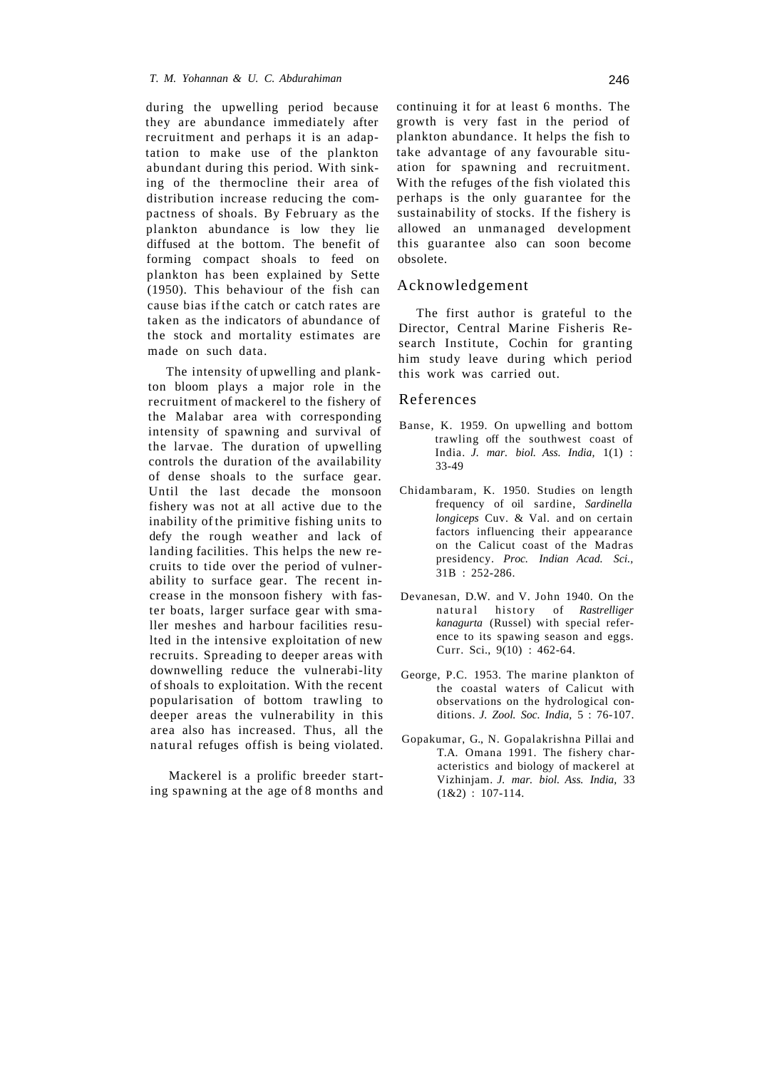during the upwelling period because they are abundance immediately after recruitment and perhaps it is an adaptation to make use of the plankton abundant during this period. With sinking of the thermocline their area of distribution increase reducing the compactness of shoals. By February as the plankton abundance is low they lie diffused at the bottom. The benefit of forming compact shoals to feed on plankton has been explained by Sette (1950). This behaviour of the fish can cause bias if the catch or catch rates are taken as the indicators of abundance of the stock and mortality estimates are made on such data.

The intensity of upwelling and plankton bloom plays a major role in the recruitment of mackerel to the fishery of the Malabar area with corresponding intensity of spawning and survival of the larvae. The duration of upwelling controls the duration of the availability of dense shoals to the surface gear. Until the last decade the monsoon fishery was not at all active due to the inability of the primitive fishing units to defy the rough weather and lack of landing facilities. This helps the new recruits to tide over the period of vulnerability to surface gear. The recent increase in the monsoon fishery with faster boats, larger surface gear with smaller meshes and harbour facilities resulted in the intensive exploitation of new recruits. Spreading to deeper areas with downwelling reduce the vulnerabi-lity of shoals to exploitation. With the recent popularisation of bottom trawling to deeper areas the vulnerability in this area also has increased. Thus, all the natural refuges offish is being violated.

Mackerel is a prolific breeder starting spawning at the age of 8 months and continuing it for at least 6 months. The growth is very fast in the period of plankton abundance. It helps the fish to take advantage of any favourable situation for spawning and recruitment. With the refuges of the fish violated this perhaps is the only guarantee for the sustainability of stocks. If the fishery is allowed an unmanaged development this guarantee also can soon become obsolete.

## Acknowledgement

The first author is grateful to the Director, Central Marine Fisheris Research Institute, Cochin for granting him study leave during which period this work was carried out.

## References

Banse, K. 1959. On upwelling and bottom trawling off the southwest coast of India. *J. mar. biol. Ass. India,* 1(1) : 33-49

Chidambaram, K. 1950. Studies on length frequency of oil sardine, *Sardinella longiceps* Cuv. & Val. and on certain factors influencing their appearance on the Calicut coast of the Madras presidency. *Proc. Indian Acad. Sci.,* 31B : 252-286.

Devanesan, D.W. and V. John 1940. On the natural history of *Rastrelliger kanagurta* (Russel) with special reference to its spawing season and eggs. Curr. Sci., 9(10) : 462-64.

George, P.C. 1953. The marine plankton of the coastal waters of Calicut with observations on the hydrological conditions. *J. Zool. Soc. India,* 5 : 76-107.

Gopakumar, G., N. Gopalakrishna Pillai and T.A. Omana 1991. The fishery characteristics and biology of mackerel at Vizhinjam. *J. mar. biol. Ass. India,* 33 (1&2) : 107-114.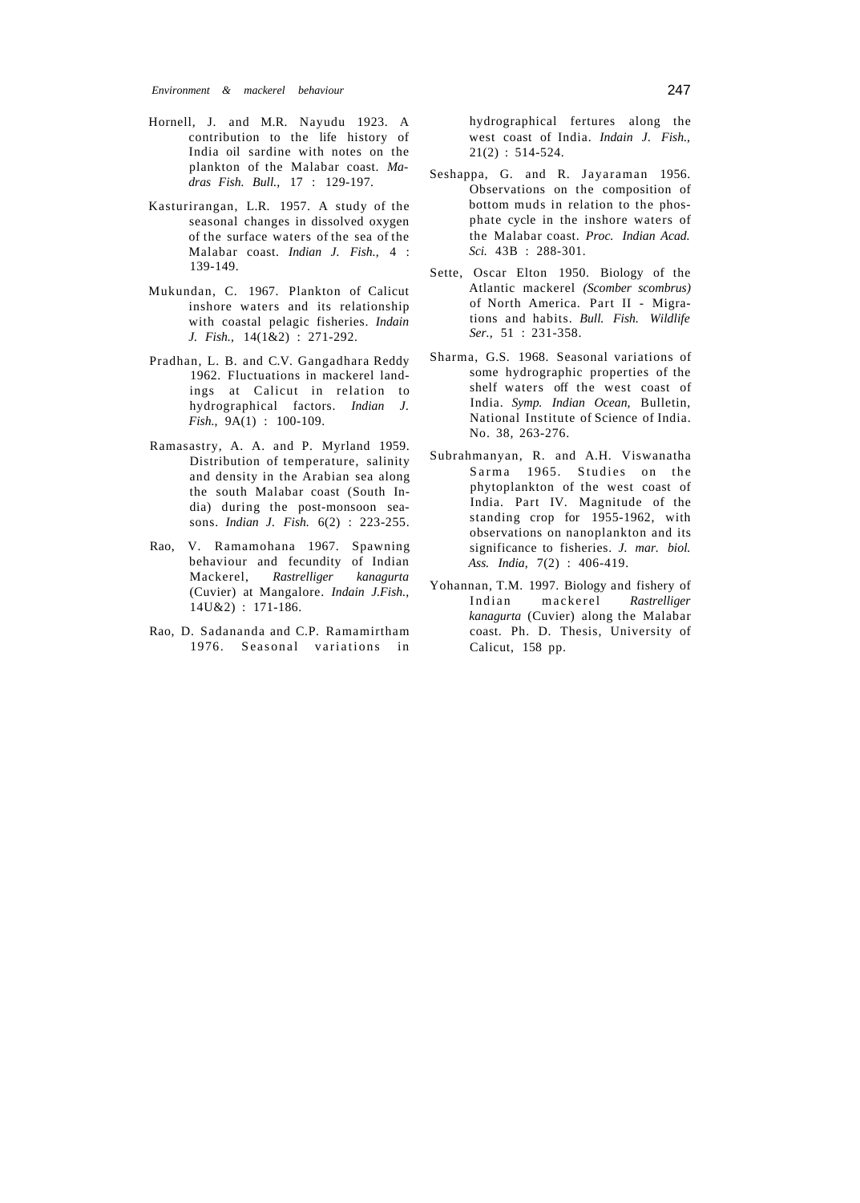Hornell, J. and M.R. Nayudu 1923. A contribution to the life history of India oil sardine with notes on the plankton of the Malabar coast. *Madras Fish. Bull.,* 17 : 129-197.

Kasturirangan, L.R. 1957. A study of the seasonal changes in dissolved oxygen of the surface waters of the sea of the Malabar coast. *Indian J. Fish.,* 4 : 139-149.

Mukundan, C. 1967. Plankton of Calicut inshore waters and its relationship with coastal pelagic fisheries. *Indain J. Fish.,* 14(1&2) : 271-292.

Pradhan, L. B. and C.V. Gangadhara Reddy 1962. Fluctuations in mackerel landings at Calicut in relation to hydrographical factors. *Indian J. Fish.,* 9A(1) : 100-109.

Ramasastry, A. A. and P. Myrland 1959. Distribution of temperature, salinity and density in the Arabian sea along the south Malabar coast (South India) during the post-monsoon seasons. *Indian J. Fish.* 6(2) : 223-255.

Rao, V. Ramamohana 1967. Spawning behaviour and fecundity of Indian Mackerel, *Rastrelliger kanagurta* (Cuvier) at Mangalore. *Indain J.Fish.,* 14U&2) : 171-186.

Rao, D. Sadananda and C.P. Ramamirtham 1976. Seasonal variations in hydrographical fertures along the west coast of India. *Indain J. Fish.,* 21(2) : 514-524.

Seshappa, G. and R. Jayaraman 1956. Observations on the composition of bottom muds in relation to the phosphate cycle in the inshore waters of the Malabar coast. *Proc. Indian Acad. Sci.* 43B : 288-301.

Sette, Oscar Elton 1950. Biology of the Atlantic mackerel *(Scomber scombrus)* of North America. Part II - Migrations and habits. *Bull. Fish. Wildlife Ser.,* 51 : 231-358.

Sharma, G.S. 1968. Seasonal variations of some hydrographic properties of the shelf waters off the west coast of India. *Symp. Indian Ocean,* Bulletin, National Institute of Science of India. No. 38, 263-276.

Subrahmanyan, R. and A.H. Viswanatha Sarma 1965. Studies on the phytoplankton of the west coast of India. Part IV. Magnitude of the standing crop for 1955-1962, with observations on nanoplankton and its significance to fisheries. *J. mar. biol. Ass. India,* 7(2) : 406-419.

Yohannan, T.M. 1997. Biology and fishery of Indian mackerel *Rastrelliger kanagurta* (Cuvier) along the Malabar coast. Ph. D. Thesis, University of Calicut, 158 pp.